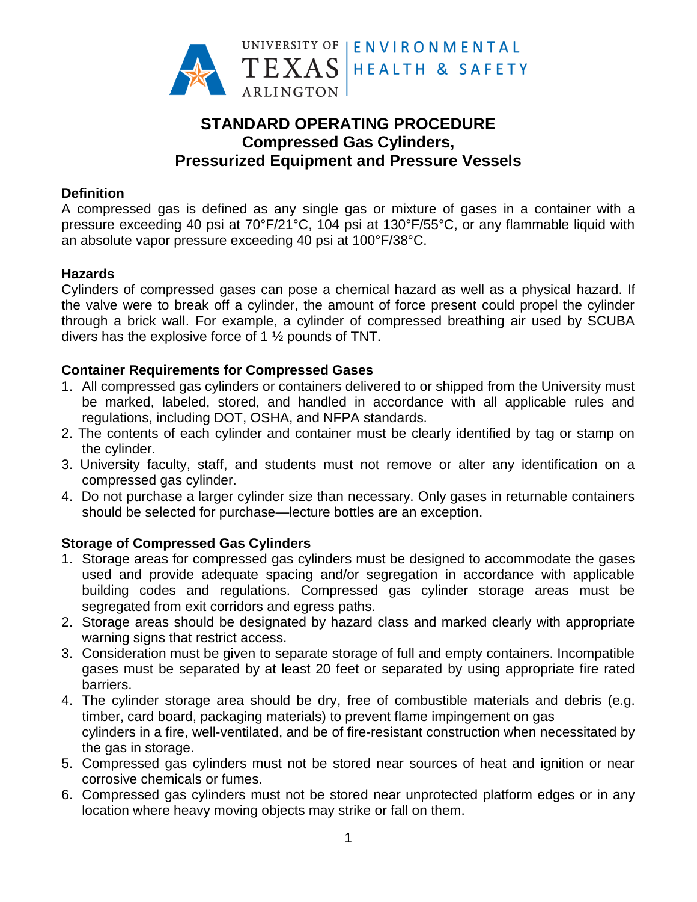UNIVERSITY OF TEXAS ARLINGTON | ENVIRONMENTAL HEALTH & SAFETY

# STANDARD OPERATING PROCEDURE
# Compressed Gas Cylinders, Pressurized Equipment and Pressure Vessels

## Definition

A compressed gas is defined as any single gas or mixture of gases in a container with a pressure exceeding 40 psi at 70°F/21°C, 104 psi at 130°F/55°C, or any flammable liquid with an absolute vapor pressure exceeding 40 psi at 100°F/38°C.

## Hazards

Cylinders of compressed gases can pose a chemical hazard as well as a physical hazard. If the valve were to break off a cylinder, the amount of force present could propel the cylinder through a brick wall. For example, a cylinder of compressed breathing air used by SCUBA divers has the explosive force of 1 ½ pounds of TNT.

## Container Requirements for Compressed Gases

1. All compressed gas cylinders or containers delivered to or shipped from the University must be marked, labeled, stored, and handled in accordance with all applicable rules and regulations, including DOT, OSHA, and NFPA standards.
2. The contents of each cylinder and container must be clearly identified by tag or stamp on the cylinder.
3. University faculty, staff, and students must not remove or alter any identification on a compressed gas cylinder.
4. Do not purchase a larger cylinder size than necessary. Only gases in returnable containers should be selected for purchase—lecture bottles are an exception.

## Storage of Compressed Gas Cylinders

1. Storage areas for compressed gas cylinders must be designed to accommodate the gases used and provide adequate spacing and/or segregation in accordance with applicable building codes and regulations. Compressed gas cylinder storage areas must be segregated from exit corridors and egress paths.
2. Storage areas should be designated by hazard class and marked clearly with appropriate warning signs that restrict access.
3. Consideration must be given to separate storage of full and empty containers. Incompatible gases must be separated by at least 20 feet or separated by using appropriate fire rated barriers.
4. The cylinder storage area should be dry, free of combustible materials and debris (e.g. timber, card board, packaging materials) to prevent flame impingement on gas cylinders in a fire, well-ventilated, and be of fire-resistant construction when necessitated by the gas in storage.
5. Compressed gas cylinders must not be stored near sources of heat and ignition or near corrosive chemicals or fumes.
6. Compressed gas cylinders must not be stored near unprotected platform edges or in any location where heavy moving objects may strike or fall on them.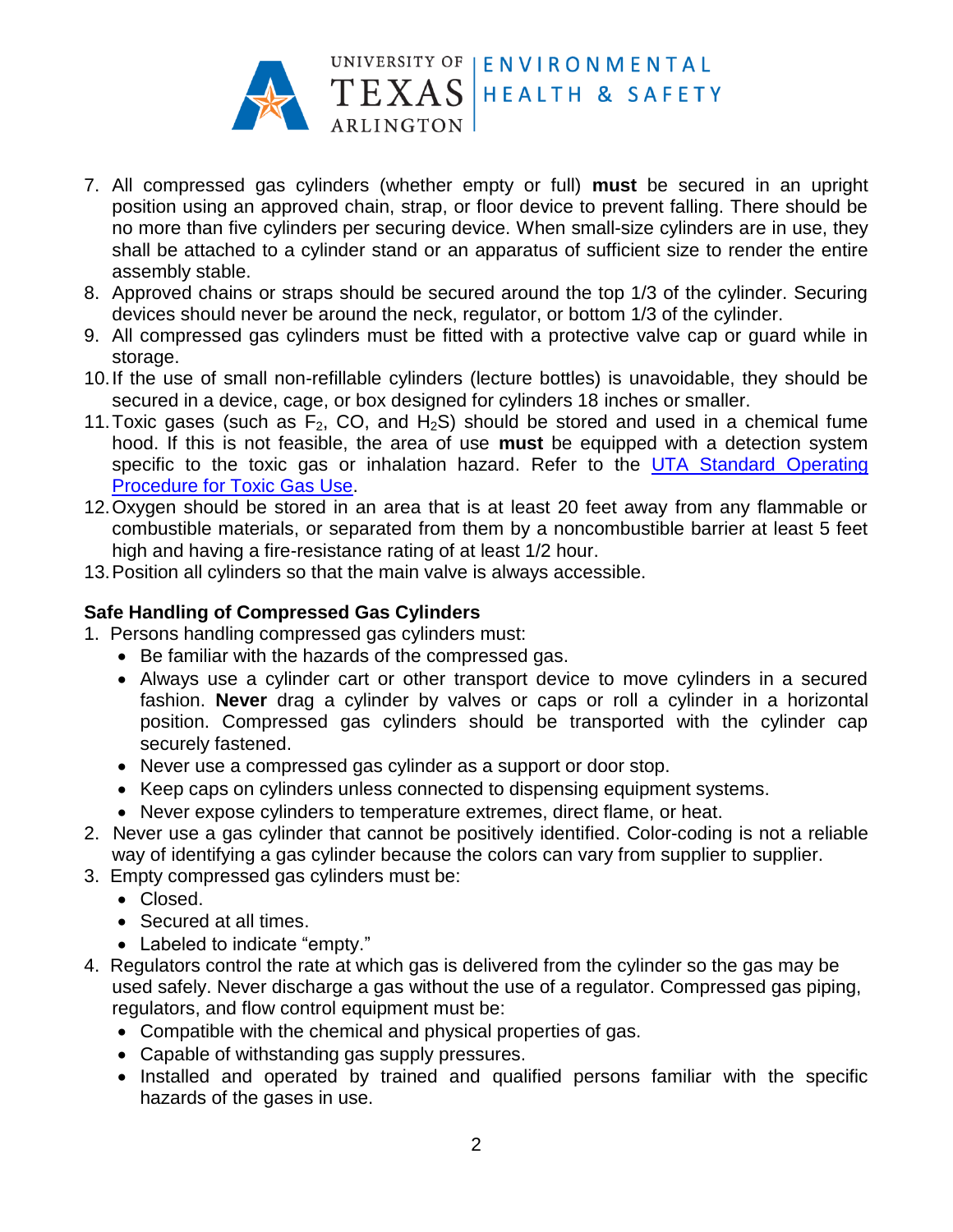7. All compressed gas cylinders (whether empty or full) **must** be secured in an upright position using an approved chain, strap, or floor device to prevent falling. There should be no more than five cylinders per securing device. When small-size cylinders are in use, they shall be attached to a cylinder stand or an apparatus of sufficient size to render the entire assembly stable.
8. Approved chains or straps should be secured around the top 1/3 of the cylinder. Securing devices should never be around the neck, regulator, or bottom 1/3 of the cylinder.
9. All compressed gas cylinders must be fitted with a protective valve cap or guard while in storage.
10. If the use of small non-refillable cylinders (lecture bottles) is unavoidable, they should be secured in a device, cage, or box designed for cylinders 18 inches or smaller.
11. Toxic gases (such as $F_2$, CO, and $H_2S$) should be stored and used in a chemical fume hood. If this is not feasible, the area of use **must** be equipped with a detection system specific to the toxic gas or inhalation hazard. Refer to the [UTA Standard Operating Procedure for Toxic Gas Use](UTA Standard Operating Procedure for Toxic Gas Use).
12. Oxygen should be stored in an area that is at least 20 feet away from any flammable or combustible materials, or separated from them by a noncombustible barrier at least 5 feet high and having a fire-resistance rating of at least 1/2 hour.
13. Position all cylinders so that the main valve is always accessible.

### Safe Handling of Compressed Gas Cylinders

1. Persons handling compressed gas cylinders must:
   - Be familiar with the hazards of the compressed gas.
   - Always use a cylinder cart or other transport device to move cylinders in a secured fashion. **Never** drag a cylinder by valves or caps or roll a cylinder in a horizontal position. Compressed gas cylinders should be transported with the cylinder cap securely fastened.
   - Never use a compressed gas cylinder as a support or door stop.
   - Keep caps on cylinders unless connected to dispensing equipment systems.
   - Never expose cylinders to temperature extremes, direct flame, or heat.
2. Never use a gas cylinder that cannot be positively identified. Color-coding is not a reliable way of identifying a gas cylinder because the colors can vary from supplier to supplier.
3. Empty compressed gas cylinders must be:
   - Closed.
   - Secured at all times.
   - Labeled to indicate "empty."
4. Regulators control the rate at which gas is delivered from the cylinder so the gas may be used safely. Never discharge a gas without the use of a regulator. Compressed gas piping, regulators, and flow control equipment must be:
   - Compatible with the chemical and physical properties of gas.
   - Capable of withstanding gas supply pressures.
   - Installed and operated by trained and qualified persons familiar with the specific hazards of the gases in use.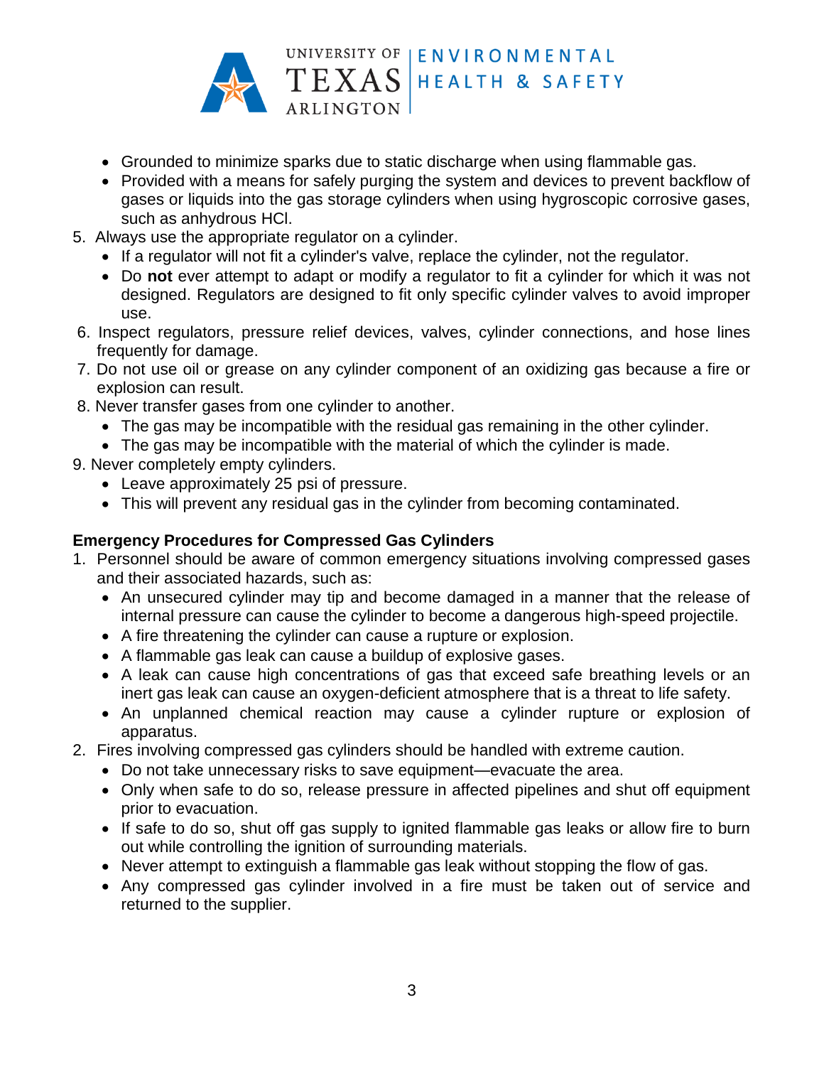- Grounded to minimize sparks due to static discharge when using flammable gas.
- Provided with a means for safely purging the system and devices to prevent backflow of gases or liquids into the gas storage cylinders when using hygroscopic corrosive gases, such as anhydrous HCl.

5. Always use the appropriate regulator on a cylinder.
   - If a regulator will not fit a cylinder's valve, replace the cylinder, not the regulator.
   - Do **not** ever attempt to adapt or modify a regulator to fit a cylinder for which it was not designed. Regulators are designed to fit only specific cylinder valves to avoid improper use.
6. Inspect regulators, pressure relief devices, valves, cylinder connections, and hose lines frequently for damage.
7. Do not use oil or grease on any cylinder component of an oxidizing gas because a fire or explosion can result.
8. Never transfer gases from one cylinder to another.
   - The gas may be incompatible with the residual gas remaining in the other cylinder.
   - The gas may be incompatible with the material of which the cylinder is made.
9. Never completely empty cylinders.
   - Leave approximately 25 psi of pressure.
   - This will prevent any residual gas in the cylinder from becoming contaminated.

**Emergency Procedures for Compressed Gas Cylinders**

1. Personnel should be aware of common emergency situations involving compressed gases and their associated hazards, such as:
   - An unsecured cylinder may tip and become damaged in a manner that the release of internal pressure can cause the cylinder to become a dangerous high-speed projectile.
   - A fire threatening the cylinder can cause a rupture or explosion.
   - A flammable gas leak can cause a buildup of explosive gases.
   - A leak can cause high concentrations of gas that exceed safe breathing levels or an inert gas leak can cause an oxygen-deficient atmosphere that is a threat to life safety.
   - An unplanned chemical reaction may cause a cylinder rupture or explosion of apparatus.
2. Fires involving compressed gas cylinders should be handled with extreme caution.
   - Do not take unnecessary risks to save equipment—evacuate the area.
   - Only when safe to do so, release pressure in affected pipelines and shut off equipment prior to evacuation.
   - If safe to do so, shut off gas supply to ignited flammable gas leaks or allow fire to burn out while controlling the ignition of surrounding materials.
   - Never attempt to extinguish a flammable gas leak without stopping the flow of gas.
   - Any compressed gas cylinder involved in a fire must be taken out of service and returned to the supplier.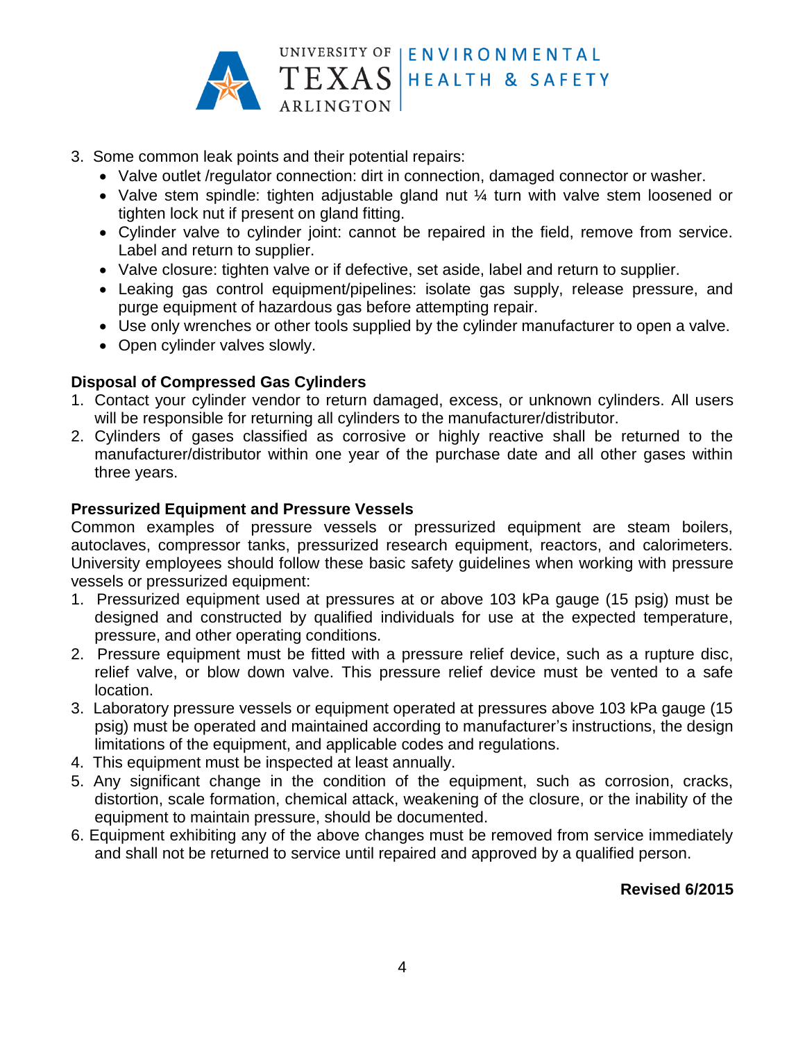3. Some common leak points and their potential repairs:
    - Valve outlet /regulator connection: dirt in connection, damaged connector or washer.
    - Valve stem spindle: tighten adjustable gland nut ¼ turn with valve stem loosened or tighten lock nut if present on gland fitting.
    - Cylinder valve to cylinder joint: cannot be repaired in the field, remove from service. Label and return to supplier.
    - Valve closure: tighten valve or if defective, set aside, label and return to supplier.
    - Leaking gas control equipment/pipelines: isolate gas supply, release pressure, and purge equipment of hazardous gas before attempting repair.
    - Use only wrenches or other tools supplied by the cylinder manufacturer to open a valve.
    - Open cylinder valves slowly.

**Disposal of Compressed Gas Cylinders**

1. Contact your cylinder vendor to return damaged, excess, or unknown cylinders. All users will be responsible for returning all cylinders to the manufacturer/distributor.
2. Cylinders of gases classified as corrosive or highly reactive shall be returned to the manufacturer/distributor within one year of the purchase date and all other gases within three years.

**Pressurized Equipment and Pressure Vessels**

Common examples of pressure vessels or pressurized equipment are steam boilers, autoclaves, compressor tanks, pressurized research equipment, reactors, and calorimeters. University employees should follow these basic safety guidelines when working with pressure vessels or pressurized equipment:

1. Pressurized equipment used at pressures at or above 103 kPa gauge (15 psig) must be designed and constructed by qualified individuals for use at the expected temperature, pressure, and other operating conditions.
2. Pressure equipment must be fitted with a pressure relief device, such as a rupture disc, relief valve, or blow down valve. This pressure relief device must be vented to a safe location.
3. Laboratory pressure vessels or equipment operated at pressures above 103 kPa gauge (15 psig) must be operated and maintained according to manufacturer's instructions, the design limitations of the equipment, and applicable codes and regulations.
4. This equipment must be inspected at least annually.
5. Any significant change in the condition of the equipment, such as corrosion, cracks, distortion, scale formation, chemical attack, weakening of the closure, or the inability of the equipment to maintain pressure, should be documented.
6. Equipment exhibiting any of the above changes must be removed from service immediately and shall not be returned to service until repaired and approved by a qualified person.

**Revised 6/2015**